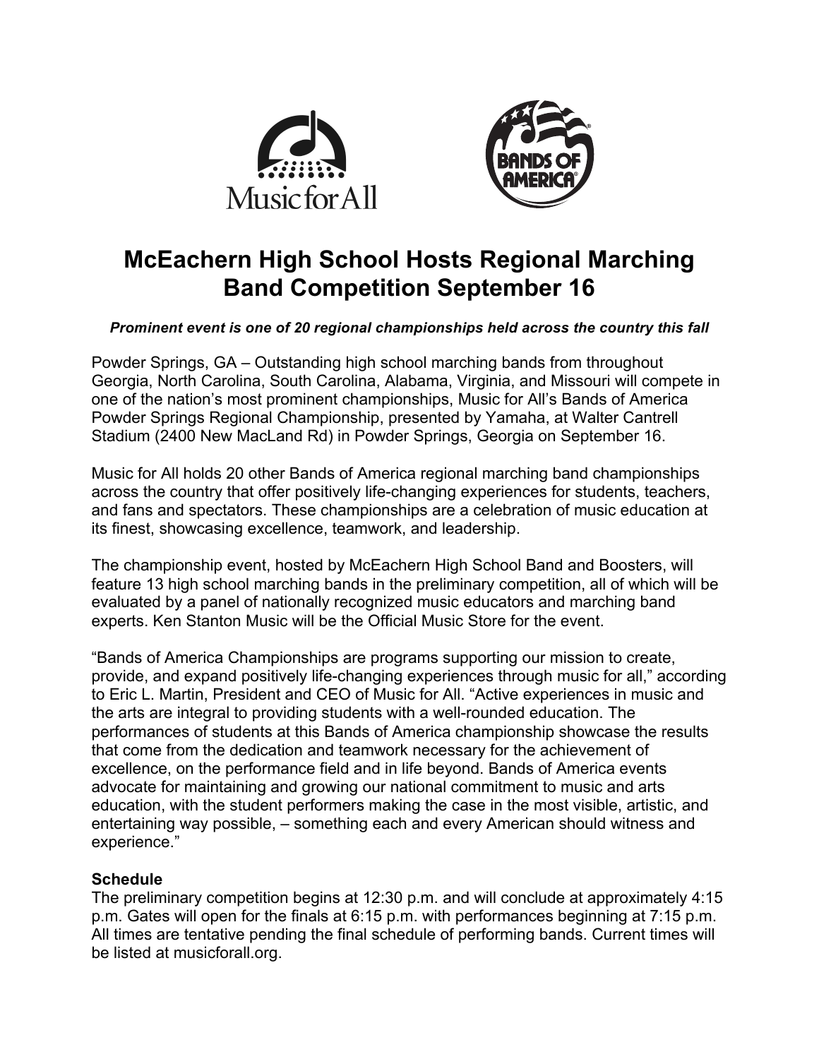# McEachern High School Hosts Regional Marching Band Competition September 16

***Prominent event is one of 20 regional championships held across the country this fall***

Powder Springs, GA – Outstanding high school marching bands from throughout Georgia, North Carolina, South Carolina, Alabama, Virginia, and Missouri will compete in one of the nation's most prominent championships, Music for All's Bands of America Powder Springs Regional Championship, presented by Yamaha, at Walter Cantrell Stadium (2400 New MacLand Rd) in Powder Springs, Georgia on September 16.

Music for All holds 20 other Bands of America regional marching band championships across the country that offer positively life-changing experiences for students, teachers, and fans and spectators. These championships are a celebration of music education at its finest, showcasing excellence, teamwork, and leadership.

The championship event, hosted by McEachern High School Band and Boosters, will feature 13 high school marching bands in the preliminary competition, all of which will be evaluated by a panel of nationally recognized music educators and marching band experts. Ken Stanton Music will be the Official Music Store for the event.

"Bands of America Championships are programs supporting our mission to create, provide, and expand positively life-changing experiences through music for all," according to Eric L. Martin, President and CEO of Music for All. "Active experiences in music and the arts are integral to providing students with a well-rounded education. The performances of students at this Bands of America championship showcase the results that come from the dedication and teamwork necessary for the achievement of excellence, on the performance field and in life beyond. Bands of America events advocate for maintaining and growing our national commitment to music and arts education, with the student performers making the case in the most visible, artistic, and entertaining way possible, – something each and every American should witness and experience."

**Schedule**

The preliminary competition begins at 12:30 p.m. and will conclude at approximately 4:15 p.m. Gates will open for the finals at 6:15 p.m. with performances beginning at 7:15 p.m. All times are tentative pending the final schedule of performing bands. Current times will be listed at musicforall.org.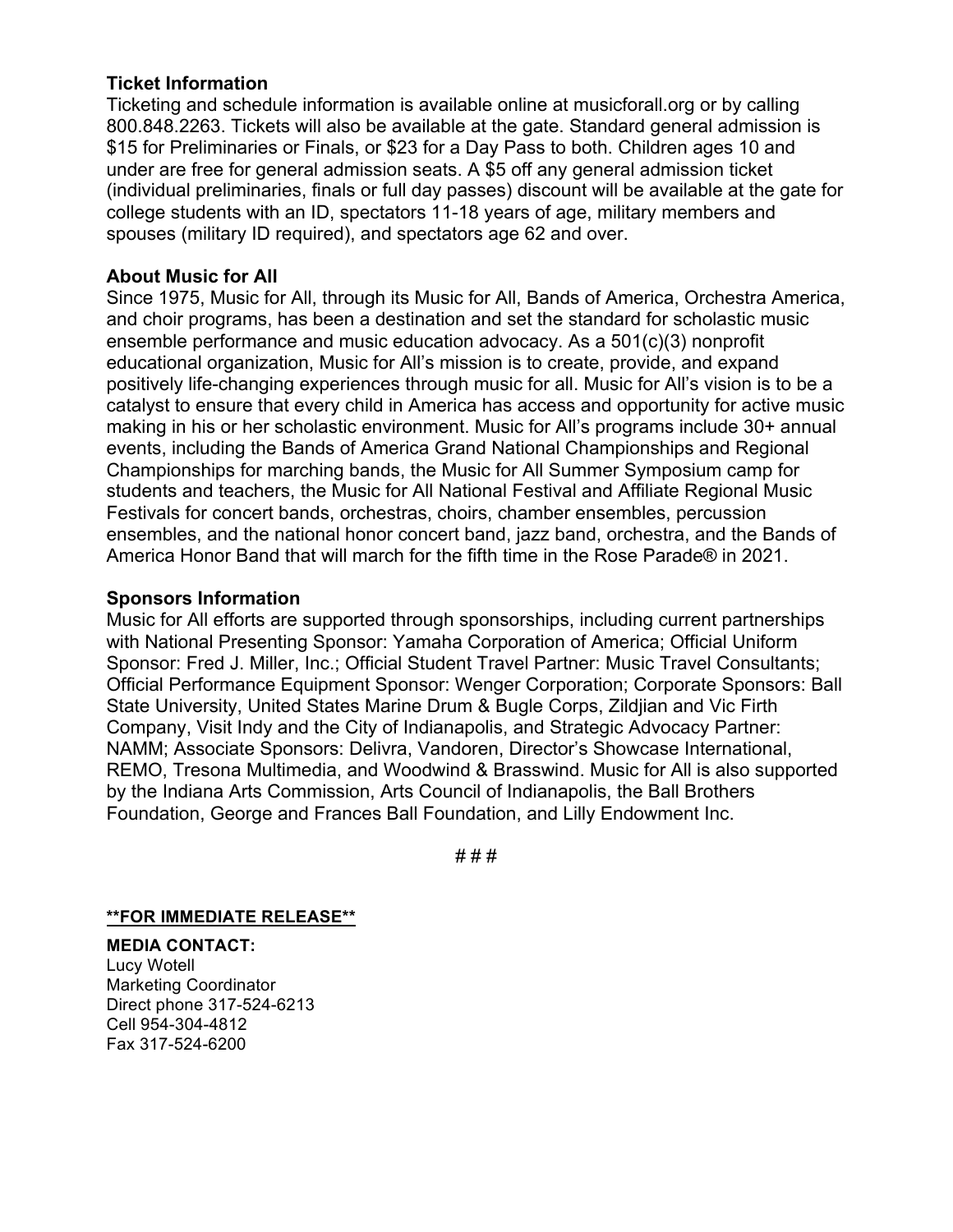**Ticket Information**

Ticketing and schedule information is available online at musicforall.org or by calling 800.848.2263. Tickets will also be available at the gate. Standard general admission is $15 for Preliminaries or Finals, or $23 for a Day Pass to both. Children ages 10 and under are free for general admission seats. A $5 off any general admission ticket (individual preliminaries, finals or full day passes) discount will be available at the gate for college students with an ID, spectators 11-18 years of age, military members and spouses (military ID required), and spectators age 62 and over.

**About Music for All**

Since 1975, Music for All, through its Music for All, Bands of America, Orchestra America, and choir programs, has been a destination and set the standard for scholastic music ensemble performance and music education advocacy. As a 501(c)(3) nonprofit educational organization, Music for All's mission is to create, provide, and expand positively life-changing experiences through music for all. Music for All's vision is to be a catalyst to ensure that every child in America has access and opportunity for active music making in his or her scholastic environment. Music for All's programs include 30+ annual events, including the Bands of America Grand National Championships and Regional Championships for marching bands, the Music for All Summer Symposium camp for students and teachers, the Music for All National Festival and Affiliate Regional Music Festivals for concert bands, orchestras, choirs, chamber ensembles, percussion ensembles, and the national honor concert band, jazz band, orchestra, and the Bands of America Honor Band that will march for the fifth time in the Rose Parade® in 2021.

**Sponsors Information**

Music for All efforts are supported through sponsorships, including current partnerships with National Presenting Sponsor: Yamaha Corporation of America; Official Uniform Sponsor: Fred J. Miller, Inc.; Official Student Travel Partner: Music Travel Consultants; Official Performance Equipment Sponsor: Wenger Corporation; Corporate Sponsors: Ball State University, United States Marine Drum & Bugle Corps, Zildjian and Vic Firth Company, Visit Indy and the City of Indianapolis, and Strategic Advocacy Partner: NAMM; Associate Sponsors: Delivra, Vandoren, Director's Showcase International, REMO, Tresona Multimedia, and Woodwind & Brasswind. Music for All is also supported by the Indiana Arts Commission, Arts Council of Indianapolis, the Ball Brothers Foundation, George and Frances Ball Foundation, and Lilly Endowment Inc.

# # #

**<u>**FOR IMMEDIATE RELEASE**</u>**

**MEDIA CONTACT:**
Lucy Wotell
Marketing Coordinator
Direct phone 317-524-6213
Cell 954-304-4812
Fax 317-524-6200